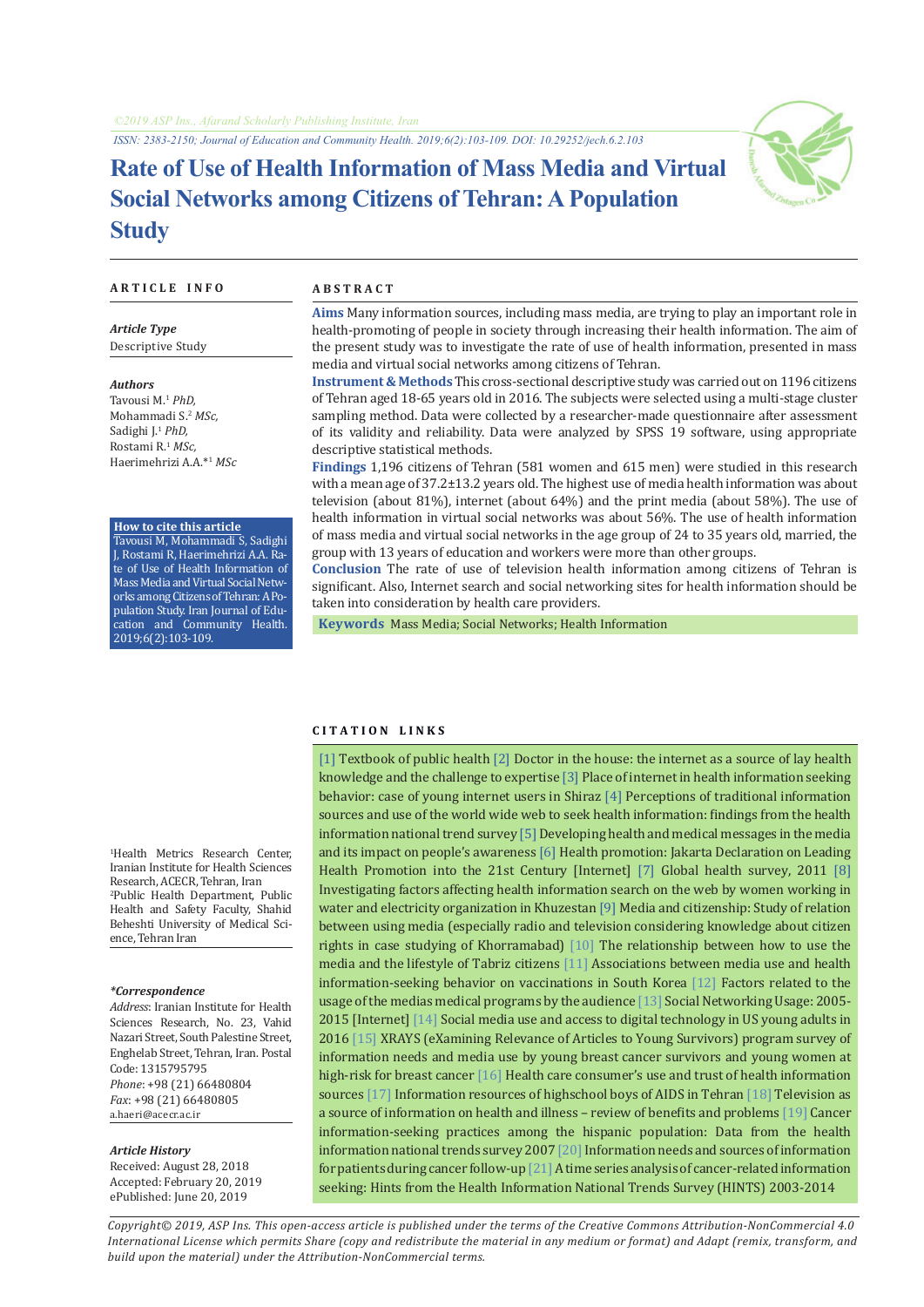©2019 ASP Ins., Afarand Scholarly Publishing Institute, Iran

ISSN: 2383-2150; Journal of Education and Community Health. 2019;6(2):103-109. DOI: 10.29252/jech.6.2.103

# Rate of Use of Health Information of Mass Media and Virtual Social Networks among Citizens of Tehran: A Population Study

## ARTICLE INFO

***Article Type***

Descriptive Study

***Authors***

Tavousi M.[1] *PhD,*
Mohammadi S.[2] *MSc,*
Sadighi J.[1] *PhD,*
Rostami R.[1] *MSc,*
Haerimehrizi A.A.*[1] *MSc*

**How to cite this article**

Tavousi M, Mohammadi S, Sadighi J, Rostami R, Haerimehrizi A.A. Rate of Use of Health Information of Mass Media and Virtual Social Networks among Citizens of Tehran: A Population Study. Iran Journal of Education and Community Health. 2019;6(2):103-109.

[1]Health Metrics Research Center, Iranian Institute for Health Sciences Research, ACECR, Tehran, Iran
[2]Public Health Department, Public Health and Safety Faculty, Shahid Beheshti University of Medical Science, Tehran Iran

***\*Correspondence***

*Address*: Iranian Institute for Health Sciences Research, No. 23, Vahid Nazari Street, South Palestine Street, Enghelab Street, Tehran, Iran. Postal Code: 1315795795
*Phone*: +98 (21) 66480804
*Fax*: +98 (21) 66480805
a.haeri@acecr.ac.ir

***Article History***

Received: August 28, 2018
Accepted: February 20, 2019
ePublished: June 20, 2019

## ABSTRACT

**Aims** Many information sources, including mass media, are trying to play an important role in health-promoting of people in society through increasing their health information. The aim of the present study was to investigate the rate of use of health information, presented in mass media and virtual social networks among citizens of Tehran.

**Instrument & Methods** This cross-sectional descriptive study was carried out on 1196 citizens of Tehran aged 18-65 years old in 2016. The subjects were selected using a multi-stage cluster sampling method. Data were collected by a researcher-made questionnaire after assessment of its validity and reliability. Data were analyzed by SPSS 19 software, using appropriate descriptive statistical methods.

**Findings** 1,196 citizens of Tehran (581 women and 615 men) were studied in this research with a mean age of 37.2±13.2 years old. The highest use of media health information was about television (about 81%), internet (about 64%) and the print media (about 58%). The use of health information in virtual social networks was about 56%. The use of health information of mass media and virtual social networks in the age group of 24 to 35 years old, married, the group with 13 years of education and workers were more than other groups.

**Conclusion** The rate of use of television health information among citizens of Tehran is significant. Also, Internet search and social networking sites for health information should be taken into consideration by health care providers.

**Keywords** Mass Media; Social Networks; Health Information

## CITATION LINKS

[1] Textbook of public health [2] Doctor in the house: the internet as a source of lay health knowledge and the challenge to expertise [3] Place of internet in health information seeking behavior: case of young internet users in Shiraz [4] Perceptions of traditional information sources and use of the world wide web to seek health information: findings from the health information national trend survey [5] Developing health and medical messages in the media and its impact on people's awareness [6] Health promotion: Jakarta Declaration on Leading Health Promotion into the 21st Century [Internet] [7] Global health survey, 2011 [8] Investigating factors affecting health information search on the web by women working in water and electricity organization in Khuzestan [9] Media and citizenship: Study of relation between using media (especially radio and television considering knowledge about citizen rights in case studying of Khorramabad) [10] The relationship between how to use the media and the lifestyle of Tabriz citizens [11] Associations between media use and health information-seeking behavior on vaccinations in South Korea [12] Factors related to the usage of the medias medical programs by the audience [13] Social Networking Usage: 2005-2015 [Internet] [14] Social media use and access to digital technology in US young adults in 2016 [15] XRAYS (eXamining Relevance of Articles to Young Survivors) program survey of information needs and media use by young breast cancer survivors and young women at high-risk for breast cancer [16] Health care consumer's use and trust of health information sources [17] Information resources of highschool boys of AIDS in Tehran [18] Television as a source of information on health and illness – review of benefits and problems [19] Cancer information-seeking practices among the hispanic population: Data from the health information national trends survey 2007 [20] Information needs and sources of information for patients during cancer follow-up [21] A time series analysis of cancer-related information seeking: Hints from the Health Information National Trends Survey (HINTS) 2003-2014

*Copyright© 2019, ASP Ins. This open-access article is published under the terms of the Creative Commons Attribution-NonCommercial 4.0 International License which permits Share (copy and redistribute the material in any medium or format) and Adapt (remix, transform, and build upon the material) under the Attribution-NonCommercial terms.*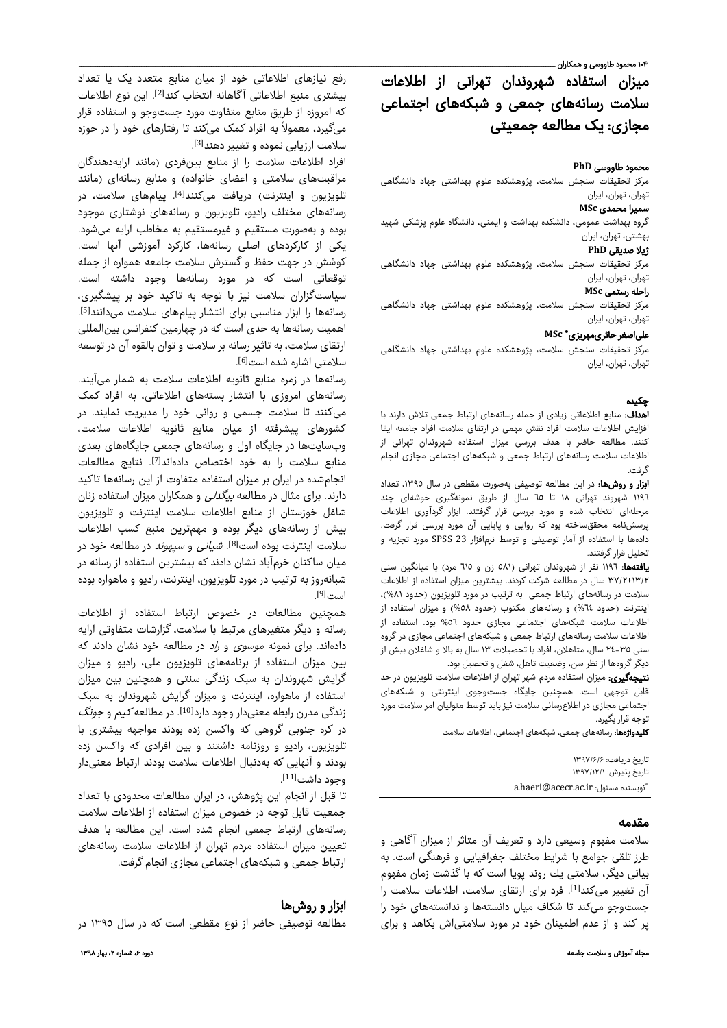# میزان استفاده شهروندان تهرانی از اطلاعات سلامت رسانه‌های جمعی و شبکه‌های اجتماعی مجازی: یک مطالعه جمعیتی

**محمود طاووسی PhD**

مرکز تحقیقات سنجش سلامت، پژوهشکده علوم بهداشتی جهاد دانشگاهی تهران، تهران، ایران

**سمیرا محمدی MSc**

گروه بهداشت عمومی، دانشکده بهداشت و ایمنی، دانشگاه علوم پزشکی شهید بهشتی، تهران، ایران

**ژیلا صدیقی PhD**

مرکز تحقیقات سنجش سلامت، پژوهشکده علوم بهداشتی جهاد دانشگاهی تهران، تهران، ایران

**راحله رستمی MSc**

مرکز تحقیقات سنجش سلامت، پژوهشکده علوم بهداشتی جهاد دانشگاهی تهران، تهران، ایران

**علی‌اصغر حائری‌مهریزی* MSc**

مرکز تحقیقات سنجش سلامت، پژوهشکده علوم بهداشتی جهاد دانشگاهی تهران، تهران، ایران

## چکیده

**اهداف:** منابع اطلاعاتی زیادی از جمله رسانه‌های ارتباط جمعی تلاش دارند با افزایش اطلاعات سلامت افراد نقش مهمی در ارتقای سلامت افراد جامعه ایفا کنند. مطالعه حاضر با هدف بررسی میزان استفاده شهروندان تهرانی از اطلاعات سلامت رسانه‌های ارتباط جمعی و شبکه‌های اجتماعی مجازی انجام گرفت.

**ابزار و روش‌ها:** در این مطالعه توصیفی به‌صورت مقطعی در سال ۱۳۹۵، تعداد ۱۱۹۶ شهروند تهرانی ۱۸ تا ۶۵ سال از طریق نمونه‌گیری خوشه‌ای چند مرحله‌ای انتخاب شده و مورد بررسی قرار گرفتند. ابزار گردآوری اطلاعات پرسش‌نامه محقق‌ساخته بود که روایی و پایایی آن مورد بررسی قرار گرفت. داده‌ها با استفاده از آمار توصیفی و توسط نرم‌افزار SPSS 23 مورد تجزیه و تحلیل قرار گرفتند.

**یافته‌ها:** ۱۱۹۶ نفر از شهروندان تهرانی (۵۸۱ زن و ۶۱۵ مرد) با میانگین سنی ۳۷/۲±۱۳/۲ سال در مطالعه شرکت کردند. بیشترین میزان استفاده از اطلاعات سلامت در رسانه‌های ارتباط جمعی به ترتیب در مورد تلویزیون (حدود ۸۱%)، اینترنت (حدود ۶۴%) و رسانه‌های مکتوب (حدود ۵۸%) و میزان استفاده از اطلاعات سلامت شبکه‌های اجتماعی مجازی حدود ۵۶% بود. استفاده از اطلاعات سلامت رسانه‌های ارتباط جمعی و شبکه‌های اجتماعی مجازی در گروه سنی ۳۵-۲۴ سال، متاهلان، افراد با تحصیلات ۱۳ سال به بالا و شاغلان بیش از دیگر گروه‌ها از نظر سن، وضعیت تاهل، شغل و تحصیل بود.

**نتیجه‌گیری:** میزان استفاده مردم شهر تهران از اطلاعات سلامت تلویزیون در حد قابل توجهی است. همچنین جایگاه جست‌وجوی اینترنتی و شبکه‌های اجتماعی مجازی در اطلاع‌رسانی سلامت نیز باید توسط متولیان امر سلامت مورد توجه قرار بگیرد.

**کلیدواژه‌ها:** رسانه‌های جمعی، شبکه‌های اجتماعی، اطلاعات سلامت

تاریخ دریافت: ۱۳۹۷/۶/۶

تاریخ پذیرش: ۱۳۹۷/۱۲/۱

*نویسنده مسئول: a.haeri@acecr.ac.ir

## مقدمه

سلامت مفهوم وسیعی دارد و تعریف آن متاثر از میزان آگاهی و طرز تلقی جوامع با شرایط مختلف جغرافیایی و فرهنگی است. به بیانی دیگر، سلامتی یك روند پویا است که با گذشت زمان مفهوم آن تغییر می‌کند[1]. فرد برای ارتقای سلامت، اطلاعات سلامت را جست‌وجو می‌کند تا شکاف میان دانسته‌ها و ندانسته‌های خود را پر کند و از عدم اطمینان خود در مورد سلامتی‌اش بکاهد و برای رفع نیازهای اطلاعاتی خود از میان منابع متعدد یک یا تعداد بیشتری منبع اطلاعاتی آگاهانه انتخاب کند[2]. این نوع اطلاعات که امروزه از طریق منابع متفاوت مورد جست‌وجو و استفاده قرار می‌گیرد، معمولاً به افراد کمک می‌کند تا رفتارهای خود را در حوزه سلامت ارزیابی نموده و تغییر دهند[3].

افراد اطلاعات سلامت را از منابع بین‌فردی (مانند ارایه‌دهندگان مراقبت‌های سلامتی و اعضای خانواده) و منابع رسانه‌ای (مانند تلویزیون و اینترنت) دریافت می‌کنند[4]. پیام‌های سلامت، در رسانه‌های مختلف رادیو، تلویزیون و رسانه‌های نوشتاری موجود بوده و به‌صورت مستقیم و غیرمستقیم به مخاطب ارایه می‌شود. یکی از کارکردهای اصلی رسانه‌ها، کارکرد آموزشی آنها است. کوشش در جهت حفظ و گسترش سلامت جامعه همواره از جمله توقعاتی است که در مورد رسانه‌ها وجود داشته است. سیاست‌گزاران سلامت نیز با توجه به تاکید خود بر پیشگیری، رسانه‌ها را ابزار مناسبی برای انتشار پیام‌های سلامت می‌دانند[5]. اهمیت رسانه‌ها به حدی است که در چهارمین کنفرانس بین‌المللی ارتقای سلامت، به تاثیر رسانه بر سلامت و توان بالقوه آن در توسعه سلامتی اشاره شده است[6].

رسانه‌ها در زمره منابع ثانویه اطلاعات سلامت به شمار می‌آیند. رسانه‌های امروزی با انتشار بسته‌های اطلاعاتی، به افراد کمک می‌کنند تا سلامت جسمی و روانی خود را مدیریت نمایند. در کشورهای پیشرفته از میان منابع ثانویه اطلاعات سلامت، وب‌سایت‌ها در جایگاه اول و رسانه‌های جمعی جایگاه‌های بعدی منابع سلامت را به خود اختصاص داده‌اند[7]. نتایج مطالعات انجام‌شده در ایران بر میزان استفاده متفاوت از این رسانه‌ها تاکید دارند. برای مثال در مطالعه *بیگدلی* و همکاران میزان استفاده زنان شاغل خوزستان از منابع اطلاعات سلامت اینترنت و تلویزیون بیش از رسانه‌های دیگر بوده و مهم‌ترین منبع کسب اطلاعات سلامت اینترنت بوده است[8]. *شیانی* و *سپهوند* در مطالعه خود در میان ساکنان خرم‌آباد نشان دادند که بیشترین استفاده از رسانه در شبانه‌روز به ترتیب در مورد تلویزیون، اینترنت، رادیو و ماهواره بوده است[9].

همچنین مطالعات در خصوص ارتباط استفاده از اطلاعات رسانه و دیگر متغیرهای مرتبط با سلامت، گزارشات متفاوتی ارایه داده‌اند. برای نمونه *موسوی* و *راد* در مطالعه خود نشان دادند که بین میزان استفاده از برنامه‌های تلویزیون ملی، رادیو و میزان گرایش شهروندان به سبک زندگی سنتی و همچنین بین میزان استفاده از ماهواره، اینترنت و میزان گرایش شهروندان به سبک زندگی مدرن رابطه معنی‌دار وجود دارد[10]. در مطالعه *کیم* و *جونگ* در کره جنوبی گروهی که واکسن زده بودند مواجهه بیشتری با تلویزیون، رادیو و روزنامه داشتند و بین افرادی که واکسن زده بودند و آنهایی که به‌دنبال اطلاعات سلامت بودند ارتباط معنی‌دار وجود داشت[11].

تا قبل از انجام این پژوهش، در ایران مطالعات محدودی با تعداد جمعیت قابل توجه در خصوص میزان استفاده از اطلاعات سلامت رسانه‌های ارتباط جمعی انجام شده است. این مطالعه با هدف تعیین میزان استفاده مردم تهران از اطلاعات سلامت رسانه‌های ارتباط جمعی و شبکه‌های اجتماعی مجازی انجام گرفت.

## ابزار و روش‌ها

مطالعه توصیفی حاضر از نوع مقطعی است که در سال ۱۳۹۵ در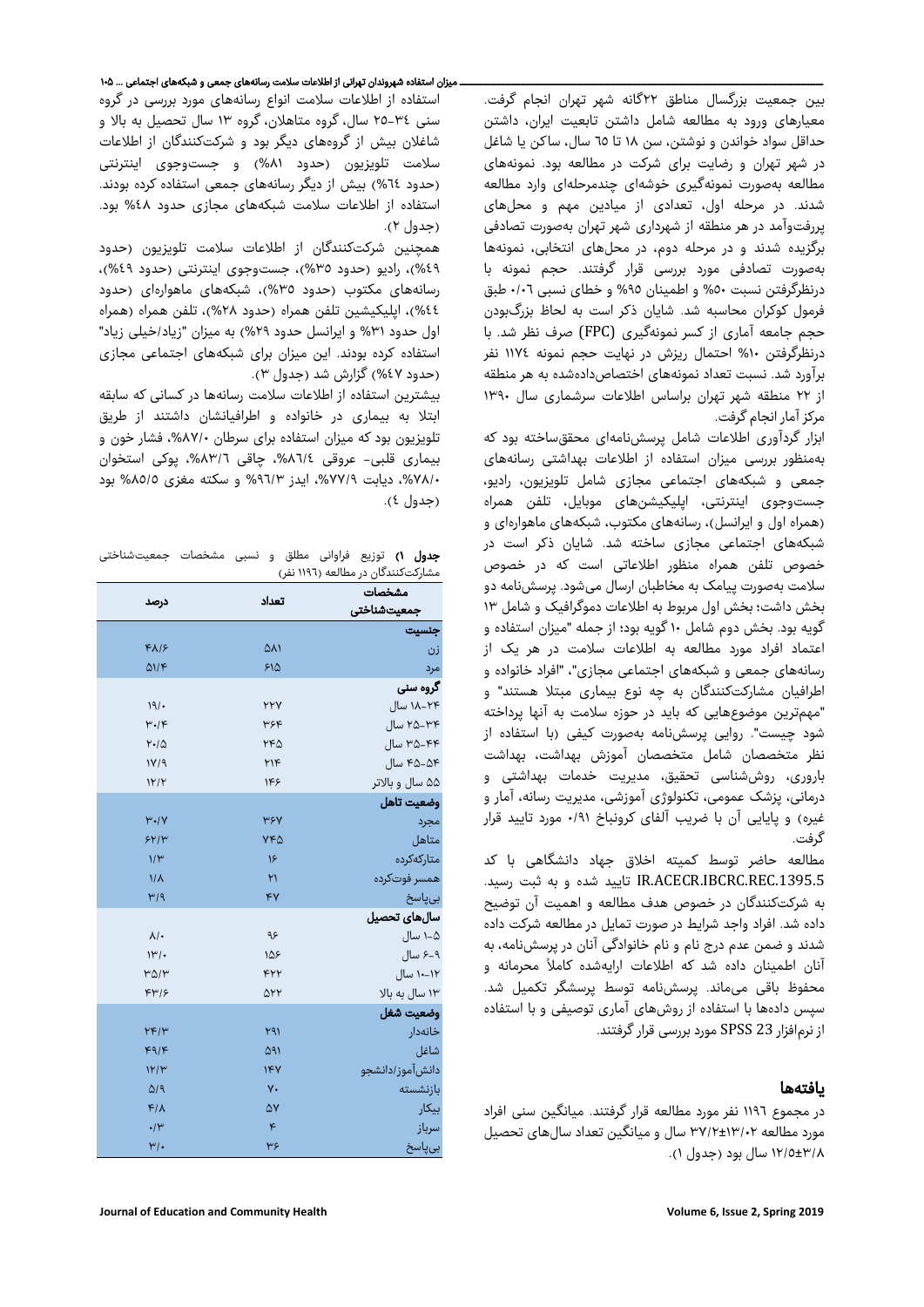بین جمعیت بزرگسال مناطق ۲۲گانه شهر تهران انجام گرفت. معیارهای ورود به مطالعه شامل داشتن تابعیت ایران، داشتن حداقل سواد خواندن و نوشتن، سن ۱۸ تا ٦٥ سال، ساکن یا شاغل در شهر تهران و رضایت برای شرکت در مطالعه بود. نمونه‌های مطالعه به‌صورت نمونه‌گیری خوشه‌ای چندمرحله‌ای وارد مطالعه شدند. در مرحله اول، تعدادی از میادین مهم و محل‌های پررفت‌وآمد در هر منطقه از شهرداری شهر تهران به‌صورت تصادفی برگزیده شدند و در مرحله دوم، در محل‌های انتخابی، نمونه‌ها به‌صورت تصادفی مورد بررسی قرار گرفتند. حجم نمونه با درنظرگرفتن نسبت ۵۰% و اطمینان ۹۵% و خطای نسبی ۰/۰٦ طبق فرمول کوکران محاسبه شد. شایان ذکر است به لحاظ بزرگ‌بودن حجم جامعه آماری از کسر نمونه‌گیری (FPC) صرف نظر شد. با درنظرگرفتن ۱۰% احتمال ریزش در نهایت حجم نمونه ۱۱۷٤ نفر برآورد شد. نسبت تعداد نمونه‌های اختصاص‌داده‌شده به هر منطقه از ۲۲ منطقه شهر تهران براساس اطلاعات سرشماری سال ۱۳۹۰ مرکز آمار انجام گرفت.

ابزار گردآوری اطلاعات شامل پرسش‌نامه‌ای محقق‌ساخته بود که به‌منظور بررسی میزان استفاده از اطلاعات بهداشتی رسانه‌های جمعی و شبکه‌های اجتماعی مجازی شامل تلویزیون، رادیو، جست‌وجوی اینترنتی، اپلیکیشن‌های موبایل، تلفن همراه (همراه اول و ایرانسل)، رسانه‌های مکتوب، شبکه‌های ماهواره‌ای و شبکه‌های اجتماعی مجازی ساخته شد. شایان ذکر است در خصوص تلفن همراه منظور اطلاعاتی است که در خصوص سلامت به‌صورت پیامک به مخاطبان ارسال می‌شود. پرسش‌نامه دو بخش داشت؛ بخش اول مربوط به اطلاعات دموگرافیک و شامل ۱۳ گویه بود. بخش دوم شامل ۱۰ گویه بود؛ از جمله "میزان استفاده و اعتماد افراد مورد مطالعه به اطلاعات سلامت در هر یک از رسانه‌های جمعی و شبکه‌های اجتماعی مجازی"، "افراد خانواده و اطرافیان مشارکت‌کنندگان به چه نوع بیماری مبتلا هستند" و "مهم‌ترین موضوع‌هایی که باید در حوزه سلامت به آنها پرداخته شود چیست". روایی پرسش‌نامه به‌صورت کیفی (با استفاده از نظر متخصصان شامل متخصصان آموزش بهداشت، بهداشت باروری، روش‌شناسی تحقیق، مدیریت خدمات بهداشتی و درمانی، پزشک عمومی، تکنولوژی آموزشی، مدیریت رسانه، آمار و غیره) و پایایی آن با ضریب آلفای کرونباخ ۰/۹۱ مورد تایید قرار گرفت.

مطالعه حاضر توسط کمیته اخلاق جهاد دانشگاهی با کد IR.ACECR.IBCRC.REC.1395.5 تایید شده و به ثبت رسید. به شرکت‌کنندگان در خصوص هدف مطالعه و اهمیت آن توضیح داده شد. افراد واجد شرایط در صورت تمایل در مطالعه شرکت داده شدند و ضمن عدم درج نام و نام خانوادگی آنان در پرسش‌نامه، به آنان اطمینان داده شد که اطلاعات ارایه‌شده کاملاً محرمانه و محفوظ باقی می‌ماند. پرسش‌نامه توسط پرسشگر تکمیل شد. سپس داده‌ها با استفاده از روش‌های آماری توصیفی و با استفاده از نرم‌افزار SPSS 23 مورد بررسی قرار گرفتند.

## یافته‌ها

در مجموع ۱۱۹٦ نفر مورد مطالعه قرار گرفتند. میانگین سنی افراد مورد مطالعه ۱۳/۰۲±۳۷/۲ سال و میانگین تعداد سال‌های تحصیل ۳/۸±۱۲/۵ سال بود (جدول ۱).

استفاده از اطلاعات سلامت انواع رسانه‌های مورد بررسی در گروه سنی ۳٤-۲۵ سال، گروه متاهلان، گروه ۱۳ سال تحصیل به بالا و شاغلان بیش از گروه‌های دیگر بود و شرکت‌کنندگان از اطلاعات سلامت تلویزیون (حدود ۸۱%) و جست‌وجوی اینترنتی (حدود ٦٤%) بیش از دیگر رسانه‌های جمعی استفاده کرده بودند. استفاده از اطلاعات سلامت شبکه‌های مجازی حدود ٤٨% بود. (جدول ۲).

همچنین شرکت‌کنندگان از اطلاعات سلامت تلویزیون (حدود ٤٩%)، رادیو (حدود ۳۵%)، جست‌وجوی اینترنتی (حدود ٤٩%)، رسانه‌های مکتوب (حدود ۳۵%)، شبکه‌های ماهواره‌ای (حدود ٤٤%)، اپلیکیشین تلفن همراه (حدود ۲۸%)، تلفن همراه (همراه اول حدود ۳۱% و ایرانسل حدود ۲۹%) به میزان "زیاد/خیلی زیاد" استفاده کرده بودند. این میزان برای شبکه‌های اجتماعی مجازی (حدود ٤٧%) گزارش شد (جدول ۳).

بیشترین استفاده از اطلاعات سلامت رسانه‌ها در کسانی که سابقه ابتلا به بیماری در خانواده و اطرافیانشان داشتند از طریق تلویزیون بود که میزان استفاده برای سرطان ۸۷/۰%، فشار خون و بیماری قلبی- عروقی ۸٦/٤%، چاقی ۸۳/٦%، پوکی استخوان ۷۸/۰%، دیابت ۷۷/۹%، ایدز ۹٦/۳% و سکته مغزی ۸۵/۵% بود (جدول ٤).

**جدول ۱)** توزیع فراوانی مطلق و نسبی مشخصات جمعیت‌شناختی مشارکت‌کنندگان در مطالعه (۱۱۹٦ نفر)

| مشخصات جمعیت‌شناختی | تعداد | درصد |
|---|---|---|
| **جنسیت** | | |
| زن | ۵۸۱ | ۴۸/۶ |
| مرد | ۶۱۵ | ۵۱/۴ |
| **گروه سنی** | | |
| ۲۴-۱۸ سال | ۲۲۷ | ۱۹/۰ |
| ۳۴-۲۵ سال | ۳۶۴ | ۳۰/۴ |
| ۴۴-۳۵ سال | ۲۴۵ | ۲۰/۵ |
| ۵۴-۴۵ سال | ۲۱۴ | ۱۷/۹ |
| ۵۵ سال و بالاتر | ۱۴۶ | ۱۲/۲ |
| **وضعیت تاهل** | | |
| مجرد | ۳۶۷ | ۳۰/۷ |
| متاهل | ۷۴۵ | ۶۲/۳ |
| متارکه‌کرده | ۱۶ | ۱/۳ |
| همسر فوت‌کرده | ۲۱ | ۱/۸ |
| بی‌پاسخ | ۴۷ | ۳/۹ |
| **سال‌های تحصیل** | | |
| ۵-۱ سال | ۹۶ | ۸/۰ |
| ۹-۶ سال | ۱۵۶ | ۱۳/۰ |
| ۱۲-۱۰ سال | ۴۲۲ | ۳۵/۳ |
| ۱۳ سال به بالا | ۵۲۲ | ۴۳/۶ |
| **وضعیت شغل** | | |
| خانه‌دار | ۲۹۱ | ۲۴/۳ |
| شاغل | ۵۹۱ | ۴۹/۴ |
| دانش‌آموز/دانشجو | ۱۴۷ | ۱۲/۳ |
| بازنشسته | ۷۰ | ۵/۹ |
| بیکار | ۵۷ | ۴/۸ |
| سرباز | ۴ | ۰/۳ |
| بی‌پاسخ | ۳۶ | ۳/۰ |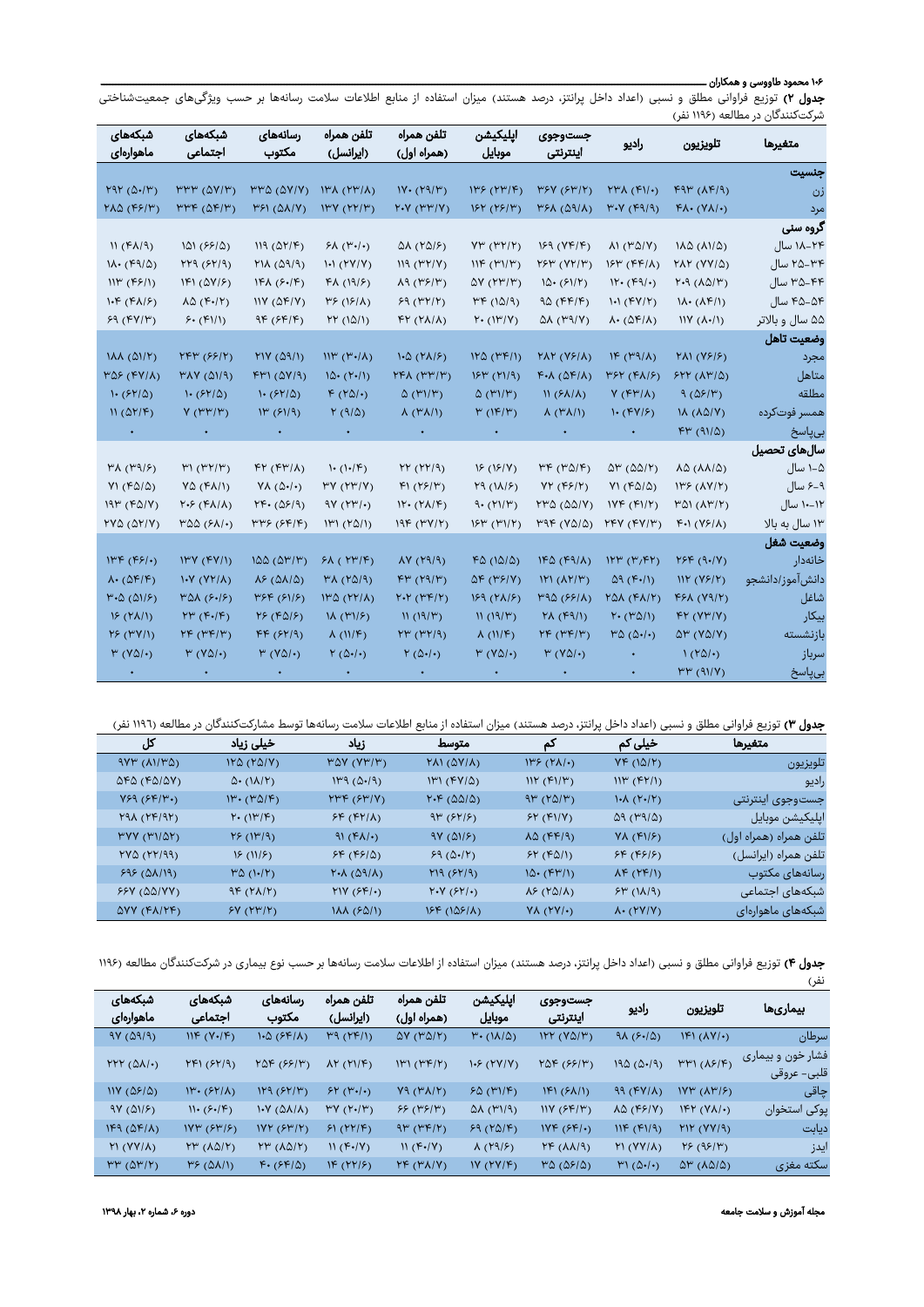**جدول ۲)** توزیع فراوانی مطلق و نسبی (اعداد داخل پرانتز، درصد هستند) میزان استفاده از منابع اطلاعات سلامت رسانه‌ها بر حسب ویژگی‌های جمعیت‌شناختی شرکت‌کنندگان در مطالعه (۱۱۹۶ نفر)

| متغیرها | تلویزیون | رادیو | جست‌وجوی اینترنتی | اپلیکیشن موبایل | تلفن همراه (همراه اول) | تلفن همراه (ایرانسل) | رسانه‌های مکتوب | شبکه‌های اجتماعی | شبکه‌های ماهواره‌ای |
|---|---|---|---|---|---|---|---|---|---|
| **جنسیت** | | | | | | | | | |
| زن | ۴۹۳ (۸۴/۹) | ۲۳۸ (۴۱/۰) | ۳۶۷ (۶۳/۲) | ۱۳۶ (۲۳/۴) | ۱۷۰ (۲۹/۳) | ۱۳۸ (۲۳/۸) | ۳۳۵ (۵۷/۷) | ۳۳۳ (۵۷/۳) | ۲۹۲ (۵۰/۳) |
| مرد | ۴۸۰ (۷۸/۰) | ۳۰۷ (۴۹/۹) | ۳۶۸ (۵۹/۸) | ۱۶۲ (۲۶/۳) | ۲۰۷ (۳۳/۷) | ۱۳۷ (۲۲/۳) | ۳۶۱ (۵۸/۷) | ۳۳۴ (۵۴/۳) | ۲۸۵ (۴۶/۳) |
| **گروه سنی** | | | | | | | | | |
| ۲۴-۱۸ سال | ۱۸۵ (۸۱/۵) | ۸۱ (۳۵/۷) | ۱۶۹ (۷۴/۴) | ۷۳ (۳۲/۲) | ۵۸ (۲۵/۶) | ۶۸ (۳۰/۰) | ۱۱۹ (۵۲/۴) | ۱۵۱ (۶۶/۵) | ۱۱ (۴۸/۹) |
| ۳۴-۲۵ سال | ۲۸۲ (۷۷/۵) | ۱۶۳ (۴۴/۸) | ۲۶۳ (۷۲/۳) | ۱۱۴ (۳۱/۳) | ۱۱۹ (۳۲/۷) | ۱۰۱ (۲۷/۷) | ۲۱۸ (۵۹/۹) | ۲۲۹ (۶۲/۹) | ۱۸۰ (۴۹/۵) |
| ۴۴-۳۵ سال | ۲۰۹ (۸۵/۳) | ۱۲۰ (۴۹/۰) | ۱۵۰ (۶۱/۲) | ۵۷ (۲۳/۳) | ۸۹ (۳۶/۳) | ۴۸ (۱۹/۶) | ۱۴۸ (۶۰/۴) | ۱۴۱ (۵۷/۶) | ۱۱۳ (۴۶/۱) |
| ۵۴-۴۵ سال | ۱۸۰ (۸۴/۱) | ۱۰۱ (۴۷/۲) | ۹۵ (۴۴/۴) | ۳۴ (۱۵/۹) | ۶۹ (۳۲/۲) | ۳۶ (۱۶/۸) | ۱۱۷ (۵۴/۷) | ۸۵ (۴۰/۲) | ۱۰۴ (۴۸/۶) |
| ۵۵ سال و بالاتر | ۱۱۷ (۸۰/۱) | ۸۰ (۵۴/۸) | ۵۸ (۳۹/۷) | ۲۰ (۱۳/۷) | ۴۲ (۲۸/۸) | ۲۲ (۱۵/۱) | ۹۴ (۶۴/۴) | ۶۰ (۴۱/۱) | ۶۹ (۴۷/۳) |
| **وضعیت تاهل** | | | | | | | | | |
| مجرد | ۲۸۱ (۷۶/۶) | ۱۴ (۳۹/۸) | ۲۸۲ (۷۶/۸) | ۱۲۵ (۳۴/۱) | ۱۰۵ (۲۸/۶) | ۱۱۳ (۳۰/۸) | ۲۱۷ (۵۹/۱) | ۲۴۳ (۶۶/۲) | ۱۸۸ (۵۱/۲) |
| متاهل | ۶۲۲ (۸۳/۵) | ۳۶۲ (۴۸/۶) | ۴۰۸ (۵۴/۸) | ۱۶۳ (۲۱/۹) | ۲۴۸ (۳۳/۳) | ۱۵۰ (۲۰/۱) | ۴۳۱ (۵۷/۹) | ۳۸۷ (۵۱/۹) | ۳۵۶ (۴۷/۸) |
| مطلقه | ۹ (۵۶/۳) | ۷ (۴۳/۸) | ۱۱ (۶۸/۸) | ۵ (۳۱/۳) | ۵ (۳۱/۳) | ۴ (۲۵/۰) | ۱۰ (۶۲/۵) | ۱۰ (۶۲/۵) | ۱۰ (۶۲/۵) |
| همسر فوت‌کرده | ۱۸ (۸۵/۷) | ۱۰ (۴۷/۶) | ۸ (۳۸/۱) | ۳ (۱۴/۳) | ۸ (۳۸/۱) | ۲ (۹/۵) | ۱۳ (۶۱/۹) | ۷ (۳۳/۳) | ۱۱ (۵۲/۴) |
| بی‌پاسخ | ۴۳ (۹۱/۵) | ۰ | ۰ | ۰ | ۰ | ۰ | ۰ | ۰ | ۰ |
| **سال‌های تحصیل** | | | | | | | | | |
| ۵-۱ سال | ۸۵ (۸۸/۵) | ۵۳ (۵۵/۲) | ۳۴ (۳۵/۴) | ۱۶ (۱۶/۷) | ۲۲ (۲۲/۹) | ۱۰ (۱۰/۴) | ۴۲ (۴۳/۸) | ۳۱ (۳۲/۳) | ۳۸ (۳۹/۶) |
| ۹-۶ سال | ۱۳۶ (۸۷/۲) | ۷۱ (۴۵/۵) | ۷۲ (۴۶/۲) | ۲۹ (۱۸/۶) | ۴۱ (۲۶/۳) | ۳۷ (۲۳/۷) | ۷۸ (۵۰/۰) | ۷۵ (۴۸/۱) | ۷۱ (۴۵/۵) |
| ۱۲-۱۰ سال | ۳۵۱ (۸۳/۲) | ۱۷۴ (۴۱/۲) | ۲۳۵ (۵۵/۷) | ۹۰ (۲۱/۳) | ۱۲۰ (۲۸/۴) | ۹۷ (۲۳/۰) | ۲۴۰ (۵۶/۹) | ۲۰۶ (۴۸/۸) | ۱۹۳ (۴۵/۷) |
| ۱۳ سال به بالا | ۴۰۱ (۷۶/۸) | ۲۴۷ (۴۷/۳) | ۳۹۴ (۷۵/۵) | ۱۶۳ (۳۱/۲) | ۱۹۴ (۳۷/۲) | ۱۳۱ (۲۵/۱) | ۳۳۶ (۶۴/۴) | ۳۵۵ (۶۸/۰) | ۲۷۵ (۵۲/۷) |
| **وضعیت شغل** | | | | | | | | | |
| خانه‌دار | ۲۶۴ (۹۰/۷) | ۱۲۳ (۳/۴۲) | ۱۴۵ (۴۹/۸) | ۴۵ (۱۵/۵) | ۸۷ (۲۹/۹) | ۶۸ (۲۳/۴) | ۱۵۵ (۵۳/۳) | ۱۳۷ (۴۷/۱) | ۱۳۴ (۴۶/۰) |
| دانش‌آموز/دانشجو | ۱۱۲ (۷۶/۲) | ۵۹ (۴۰/۱) | ۱۲۱ (۸۲/۳) | ۵۴ (۳۶/۷) | ۴۳ (۲۹/۳) | ۳۸ (۲۵/۹) | ۸۶ (۵۸/۵) | ۱۰۷ (۷۲/۸) | ۸۰ (۵۴/۴) |
| شاغل | ۴۶۸ (۷۹/۲) | ۲۵۸ (۴۸/۲) | ۳۹۵ (۶۶/۸) | ۱۶۹ (۲۸/۶) | ۲۰۲ (۳۴/۲) | ۱۳۵ (۲۲/۸) | ۳۶۴ (۶۱/۶) | ۳۵۸ (۶۰/۶) | ۳۰۵ (۵۱/۶) |
| بیکار | ۴۲ (۷۳/۷) | ۲۰ (۳۵/۱) | ۲۸ (۴۹/۱) | ۱۱ (۱۹/۳) | ۱۱ (۱۹/۳) | ۱۸ (۳۱/۶) | ۲۶ (۴۵/۶) | ۲۳ (۴۰/۴) | ۱۶ (۲۸/۱) |
| بازنشسته | ۵۳ (۷۵/۷) | ۳۵ (۵۰/۰) | ۲۴ (۳۴/۳) | ۸ (۱۱/۴) | ۲۳ (۳۲/۹) | ۸ (۱۱/۴) | ۴۴ (۶۲/۹) | ۲۴ (۳۴/۳) | ۲۶ (۳۷/۱) |
| سرباز | ۱ (۲۵/۰) | ۰ | ۳ (۷۵/۰) | ۳ (۷۵/۰) | ۲ (۵۰/۰) | ۲ (۵۰/۰) | ۳ (۷۵/۰) | ۳ (۷۵/۰) | ۳ (۷۵/۰) |
| بی‌پاسخ | ۳۳ (۹۱/۷) | ۰ | ۰ | ۰ | ۰ | ۰ | ۰ | ۰ | ۰ |

**جدول ۳)** توزیع فراوانی مطلق و نسبی (اعداد داخل پرانتز، درصد هستند) میزان استفاده از منابع اطلاعات سلامت رسانه‌ها توسط مشارکت‌کنندگان در مطالعه (۱۱۹۶ نفر)

| متغیرها | خیلی کم | کم | متوسط | زیاد | خیلی زیاد | کل |
|---|---|---|---|---|---|---|
| تلویزیون | ۷۴ (۱۵/۲) | ۱۳۶ (۲۸/۰) | ۲۸۱ (۵۷/۸) | ۳۵۷ (۷۳/۳) | ۱۲۵ (۲۵/۷) | ۹۷۳ (۸۱/۳۵) |
| رادیو | ۱۱۳ (۴۲/۱) | ۱۱۲ (۴۱/۳) | ۱۳۱ (۴۷/۵) | ۱۳۹ (۵۰/۹) | ۵۰ (۱۸/۲) | ۵۴۵ (۴۵/۵۷) |
| جست‌وجوی اینترنتی | ۱۰۸ (۲۰/۲) | ۹۳ (۲۵/۳) | ۲۰۴ (۵۵/۵) | ۲۳۴ (۶۳/۷) | ۱۳۰ (۳۵/۴) | ۷۶۹ (۶۴/۳۰) |
| اپلیکیشن موبایل | ۵۹ (۳۹/۵) | ۶۲ (۴۱/۷) | ۹۳ (۶۲/۶) | ۶۴ (۴۲/۸) | ۲۰ (۱۳/۴) | ۲۹۸ (۲۴/۹۲) |
| تلفن همراه (همراه اول) | ۷۸ (۴۱/۶) | ۸۵ (۴۴/۹) | ۹۷ (۵۱/۶) | ۹۱ (۴۸/۰) | ۲۶ (۱۳/۹) | ۳۷۷ (۳۱/۵۲) |
| تلفن همراه (ایرانسل) | ۶۴ (۴۶/۶) | ۶۲ (۴۵/۱) | ۶۹ (۵۰/۲) | ۶۴ (۴۶/۵) | ۱۶ (۱۱/۶) | ۲۷۵ (۲۲/۹۹) |
| رسانه‌های مکتوب | ۸۴ (۲۴/۱) | ۱۵۰ (۴۳/۱) | ۲۱۹ (۶۲/۹) | ۲۰۸ (۵۹/۸) | ۳۵ (۱۰/۲) | ۶۹۶ (۵۸/۱۹) |
| شبکه‌های اجتماعی | ۶۳ (۱۸/۹) | ۸۶ (۲۵/۸) | ۲۰۷ (۶۲/۰) | ۲۱۷ (۶۴/۰) | ۹۴ (۲۸/۲) | ۶۶۷ (۵۵/۷۷) |
| شبکه‌های ماهواره‌ای | ۸۰ (۲۷/۷) | ۷۸ (۲۷/۰) | ۱۶۴ (۱۵۶/۸) | ۱۸۸ (۶۵/۱) | ۶۷ (۲۳/۲) | ۵۷۷ (۴۸/۲۴) |

**جدول ۴)** توزیع فراوانی مطلق و نسبی (اعداد داخل پرانتز، درصد هستند) میزان استفاده از اطلاعات سلامت رسانه‌ها بر حسب نوع بیماری در شرکت‌کنندگان مطالعه (۱۱۹۶ نفر)

| بیماری‌ها | تلویزیون | رادیو | جست‌وجوی اینترنتی | اپلیکیشن موبایل | تلفن همراه (همراه اول) | تلفن همراه (ایرانسل) | رسانه‌های مکتوب | شبکه‌های اجتماعی | شبکه‌های ماهواره‌ای |
|---|---|---|---|---|---|---|---|---|---|
| سرطان | ۱۴۱ (۸۷/۰) | ۹۸ (۶۰/۵) | ۱۲۲ (۷۵/۳) | ۳۰ (۱۸/۵) | ۵۷ (۳۵/۲) | ۳۹ (۲۴/۱) | ۱۰۵ (۶۴/۸) | ۱۱۴ (۷۰/۴) | ۹۷ (۵۹/۹) |
| فشار خون و بیماری قلبی- عروقی | ۳۳۱ (۸۶/۴) | ۱۹۵ (۵۰/۹) | ۲۵۴ (۶۶/۳) | ۱۰۶ (۲۷/۷) | ۱۳۱ (۳۴/۲) | ۸۲ (۲۱/۴) | ۲۵۴ (۶۶/۳) | ۲۴۱ (۶۲/۹) | ۲۲۲ (۵۸/۰) |
| چاقی | ۱۷۳ (۸۳/۶) | ۹۹ (۴۷/۸) | ۱۴۱ (۶۸/۱) | ۶۵ (۳۱/۴) | ۷۹ (۳۸/۲) | ۶۲ (۳۰/۰) | ۱۲۹ (۶۲/۳) | ۱۳۰ (۶۲/۸) | ۱۱۷ (۵۶/۵) |
| پوکی استخوان | ۱۴۲ (۷۸/۰) | ۸۵ (۴۶/۷) | ۱۱۷ (۶۴/۳) | ۵۸ (۳۱/۹) | ۶۶ (۳۶/۳) | ۳۷ (۲۰/۳) | ۱۰۷ (۵۸/۸) | ۱۱۰ (۶۰/۴) | ۹۷ (۵۱/۶) |
| دیابت | ۲۱۲ (۷۷/۹) | ۱۱۴ (۴۱/۹) | ۱۷۴ (۶۴/۰) | ۶۹ (۲۵/۴) | ۹۳ (۳۴/۲) | ۶۱ (۲۲/۴) | ۱۷۲ (۶۳/۲) | ۱۷۳ (۶۳/۶) | ۱۴۹ (۵۴/۸) |
| ایدز | ۲۶ (۹۶/۳) | ۲۱ (۷۷/۸) | ۲۴ (۸۸/۹) | ۸ (۲۹/۶) | ۱۱ (۴۰/۷) | ۱۱ (۴۰/۷) | ۲۳ (۸۵/۲) | ۲۳ (۸۵/۲) | ۲۱ (۷۷/۸) |
| سکته مغزی | ۵۳ (۸۵/۵) | ۳۱ (۵۰/۰) | ۳۵ (۵۶/۵) | ۱۷ (۲۷/۴) | ۲۴ (۳۸/۷) | ۱۴ (۲۲/۶) | ۴۰ (۶۴/۵) | ۳۶ (۵۸/۱) | ۳۳ (۵۳/۲) |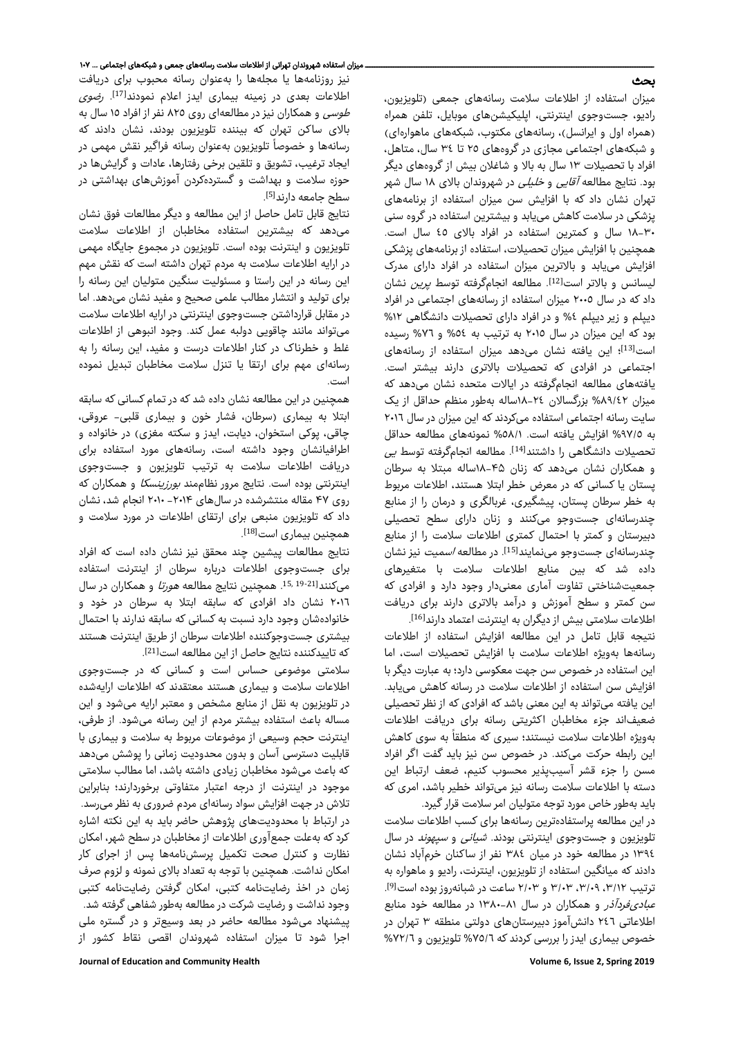## بحث

میزان استفاده از اطلاعات سلامت رسانه‌های جمعی (تلویزیون، رادیو، جست‌وجوی اینترنتی، اپلیکیشن‌های موبایل، تلفن همراه (همراه اول و ایرانسل)، رسانه‌های مکتوب، شبکه‌های ماهواره‌ای) و شبکه‌های اجتماعی مجازی در گروه‌های ۲۵ تا ۳٤ سال، متاهل، افراد با تحصیلات ۱۳ سال به بالا و شاغلان بیش از گروه‌های دیگر بود. نتایج مطالعه *آقایی* و *خلیلی* در شهروندان بالای ۱۸ سال شهر تهران نشان داد که با افزایش سن میزان استفاده از برنامه‌های پزشکی در سلامت کاهش می‌یابد و بیشترین استفاده در گروه سنی ۳۰-۱۸ سال و کمترین استفاده در افراد بالای ٤٥ سال است. همچنین با افزایش میزان تحصیلات، استفاده از برنامه‌های پزشکی افزایش می‌یابد و بالاترین میزان استفاده در افراد دارای مدرک لیسانس و بالاتر است[12]. مطالعه انجام‌گرفته توسط *پرین* نشان داد که در سال ۲۰۰۵ میزان استفاده از رسانه‌های اجتماعی در افراد دیپلم و زیر دیپلم ٤% و در افراد دارای تحصیلات دانشگاهی ۱۲% بود که این میزان در سال ۲۰۱۵ به ترتیب به ٥٤% و ۷٦% رسیده است[13]؛ این یافته نشان می‌دهد میزان استفاده از رسانه‌های اجتماعی در افرادی که تحصیلات بالاتری دارند بیشتر است. یافته‌های مطالعه انجام‌گرفته در ایالات متحده نشان می‌دهد که میزان ۸۹/٤۲% بزرگسالان ۲٤-۱۸ساله به‌طور منظم حداقل از یک سایت رسانه اجتماعی استفاده می‌کردند که این میزان در سال ۲۰۱٦ به ۹۷/٥% افزایش یافته است. ٥۸/۱% نمونه‌های مطالعه حداقل تحصیلات دانشگاهی را داشتند[14]. مطالعه انجام‌گرفته توسط *بی* و همکاران نشان می‌دهد که زنان ٤٥-۱۸ساله مبتلا به سرطان پستان یا کسانی که در معرض خطر ابتلا هستند، اطلاعات مربوط به خطر سرطان پستان، پیشگیری، غربالگری و درمان را از منابع چندرسانه‌ای جست‌وجو می‌کنند و زنان دارای سطح تحصیلی دبیرستان و کمتر با احتمال کمتری اطلاعات سلامت را از منابع چندرسانه‌ای جست‌وجو می‌نمایند[15]. در مطالعه *اسمیت* نیز نشان داده شد که بین منابع اطلاعات سلامت با متغیرهای جمعیت‌شناختی تفاوت آماری معنی‌دار وجود دارد و افرادی که سن کمتر و سطح آموزش و درآمد بالاتری دارند برای دریافت اطلاعات سلامتی بیش از دیگران به اینترنت اعتماد دارند[16].

نتیجه قابل تامل در این مطالعه افزایش استفاده از اطلاعات رسانه‌ها به‌ویژه اطلاعات سلامت با افزایش تحصیلات است، اما این استفاده در خصوص سن جهت معکوسی دارد؛ به عبارت دیگر با افزایش سن استفاده از اطلاعات سلامت در رسانه کاهش می‌یابد. این یافته می‌تواند به این معنی باشد که افرادی که از نظر تحصیلی ضعیف‌اند جزء مخاطبان اکثریتی رسانه برای دریافت اطلاعات به‌ویژه اطلاعات سلامت نیستند؛ سیری که منطقاً به سوی کاهش این رابطه حرکت می‌کند. در خصوص سن نیز باید گفت اگر افراد مسن را جزء قشر آسیب‌پذیر محسوب کنیم، ضعف ارتباط این دسته با اطلاعات سلامت رسانه نیز می‌تواند خطیر باشد، امری که باید به‌طور خاص مورد توجه متولیان امر سلامت قرار گیرد.

در این مطالعه پراستفاده‌ترین رسانه‌ها برای کسب اطلاعات سلامت تلویزیون و جست‌وجوی اینترنتی بودند. *شیانی* و *سپهوند* در سال ۱۳۹٤ در مطالعه خود در میان ۳۸٤ نفر از ساکنان خرم‌آباد نشان دادند که میانگین استفاده از تلویزیون، اینترنت، رادیو و ماهواره به ترتیب ۳/۱۲، ۳/۰۹، ۳/۰۳ و ۲/۰۳ ساعت در شبانه‌روز بوده است[9]. *عبادی‌فردآذر* و همکاران در سال ۸۱-۱۳۸۰ در مطالعه خود منابع اطلاعاتی ۲٤٦ دانش‌آموز دبیرستان‌های دولتی منطقه ۳ تهران در خصوص بیماری ایدز را بررسی کردند که ۷٥/٦% تلویزیون و ۷۲/٦% نیز روزنامه‌ها یا مجله‌ها را به‌عنوان رسانه محبوب برای دریافت اطلاعات بعدی در زمینه بیماری ایدز اعلام نمودند[17]. *رضوی طوسی* و همکاران نیز در مطالعه‌ای روی ۸۲٥ نفر از افراد ۱٥ سال به بالای ساکن تهران که بیننده تلویزیون بودند، نشان دادند که رسانه‌ها و خصوصاً تلویزیون به‌عنوان رسانه فراگیر نقش مهمی در ایجاد ترغیب، تشویق و تلقین برخی رفتارها، عادات و گرایش‌ها در حوزه سلامت و بهداشت و گسترده‌کردن آموزش‌های بهداشتی در سطح جامعه دارند[5].

نتایج قابل تامل حاصل از این مطالعه و دیگر مطالعات فوق نشان می‌دهد که بیشترین استفاده مخاطبان از اطلاعات سلامت تلویزیون و اینترنت بوده است. تلویزیون در مجموع جایگاه مهمی در ارایه اطلاعات سلامت به مردم تهران داشته است که نقش مهم این رسانه در این راستا و مسئولیت سنگین متولیان این رسانه را برای تولید و انتشار مطالب علمی صحیح و مفید نشان می‌دهد. اما در مقابل قراداشتن جست‌وجوی اینترنتی در ارایه اطلاعات سلامت می‌تواند مانند چاقویی دولبه عمل کند. وجود انبوهی از اطلاعات غلط و خطرناک در کنار اطلاعات درست و مفید، این رسانه را به رسانه‌ای مهم برای ارتقا یا تنزل سلامت مخاطبان تبدیل نموده است.

همچنین در این مطالعه نشان داده شد که در تمام کسانی که سابقه ابتلا به بیماری (سرطان، فشار خون و بیماری قلبی- عروقی، چاقی، پوکی استخوان، دیابت، ایدز و سکته مغزی) در خانواده و اطرافیانشان وجود داشته است، رسانه‌های مورد استفاده برای دریافت اطلاعات سلامت به ترتیب تلویزیون و جست‌وجوی اینترنتی بوده است. نتایج مرور نظام‌مند *بورزینسکا* و همکاران که روی ٤۷ مقاله منتشرشده در سال‌های ۲۰۱٤- ۲۰۱۰ انجام شد، نشان داد که تلویزیون منبعی برای ارتقای اطلاعات در مورد سلامت و همچنین بیماری است[18].

نتایج مطالعات پیشین چند محقق نیز نشان داده است که افراد برای جست‌وجوی اطلاعات درباره سرطان از اینترنت استفاده می‌کنند[21-19, 15]. همچنین نتایج مطالعه *هورتا* و همکاران در سال ۲۰۱٦ نشان داد افرادی که سابقه ابتلا به سرطان در خود و خانواده‌شان وجود دارد نسبت به کسانی که سابقه ندارند با احتمال بیشتری جست‌وجوکننده اطلاعات سرطان از طریق اینترنت هستند که تاییدکننده نتایج حاصل از این مطالعه است[21].

سلامتی موضوعی حساس است و کسانی که در جست‌وجوی اطلاعات سلامت و بیماری هستند معتقدند که اطلاعات ارایه‌شده در تلویزیون به نقل از منابع مشخص و معتبر ارایه می‌شود و این مساله باعث استفاده بیشتر مردم از این رسانه می‌شود. از طرفی، اینترنت حجم وسیعی از موضوعات مربوط به سلامت و بیماری با قابلیت دسترسی آسان و بدون محدودیت زمانی را پوشش می‌دهد که باعث می‌شود مخاطبان زیادی داشته باشد، اما مطالب سلامتی موجود در اینترنت از درجه اعتبار متفاوتی برخوردارند؛ بنابراین تلاش در جهت افزایش سواد رسانه‌ای مردم ضروری به نظر می‌رسد.

در ارتباط با محدودیت‌های پژوهش حاضر باید به این نکته اشاره کرد که به‌علت جمع‌آوری اطلاعات از مخاطبان در سطح شهر، امکان نظارت و کنترل صحت تکمیل پرسش‌نامه‌ها پس از اجرای کار امکان نداشت. همچنین با توجه به تعداد بالای نمونه و لزوم صرف زمان در اخذ رضایت‌نامه کتبی، امکان گرفتن رضایت‌نامه کتبی وجود نداشت و رضایت شرکت در مطالعه به‌طور شفاهی گرفته شد.

پیشنهاد می‌شود مطالعه حاضر در بعد وسیع‌تر و در گستره ملی اجرا شود تا میزان استفاده شهروندان اقصی نقاط کشور از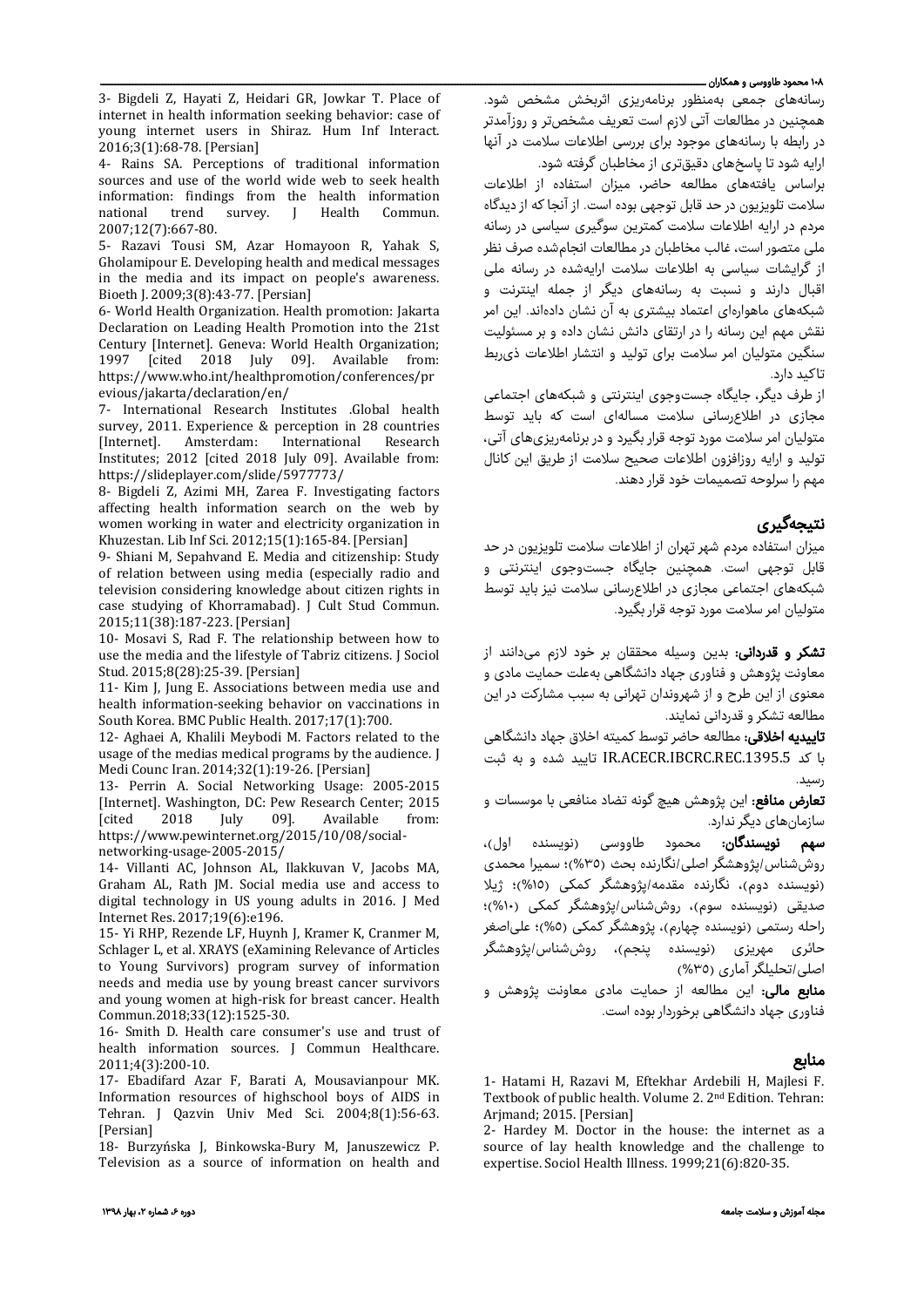رسانه‌های جمعی به‌منظور برنامه‌ریزی اثربخش مشخص شود. همچنین در مطالعات آتی لازم است تعریف مشخص‌تر و روزآمدتر در رابطه با رسانه‌های موجود برای بررسی اطلاعات سلامت در آنها ارایه شود تا پاسخ‌های دقیق‌تری از مخاطبان گرفته شود.

براساس یافته‌های مطالعه حاضر، میزان استفاده از اطلاعات سلامت تلویزیون در حد قابل توجهی بوده است. از آنجا که از دیدگاه مردم در ارایه اطلاعات سلامت کمترین سوگیری سیاسی در رسانه ملی متصور است، غالب مخاطبان در مطالعات انجام‌شده صرف نظر از گرایشات سیاسی به اطلاعات سلامت ارایه‌شده در رسانه ملی اقبال دارند و نسبت به رسانه‌های دیگر از جمله اینترنت و شبکه‌های ماهواره‌ای اعتماد بیشتری به آن نشان داده‌اند. این امر نقش مهم این رسانه را در ارتقای دانش نشان داده و بر مسئولیت سنگین متولیان امر سلامت برای تولید و انتشار اطلاعات ذی‌ربط تاکید دارد.

از طرف دیگر، جایگاه جست‌وجوی اینترنتی و شبکه‌های اجتماعی مجازی در اطلاع‌رسانی سلامت مساله‌ای است که باید توسط متولیان امر سلامت مورد توجه قرار بگیرد و در برنامه‌ریزی‌های آتی، تولید و ارایه روزافزون اطلاعات صحیح سلامت از طریق این کانال مهم را سرلوحه تصمیمات خود قرار دهند.

## نتیجه‌گیری

میزان استفاده مردم شهر تهران از اطلاعات سلامت تلویزیون در حد قابل توجهی است. همچنین جایگاه جست‌وجوی اینترنتی و شبکه‌های اجتماعی مجازی در اطلاع‌رسانی سلامت نیز باید توسط متولیان امر سلامت مورد توجه قرار بگیرد.

**تشکر و قدردانی:** بدین وسیله محققان بر خود لازم می‌دانند از معاونت پژوهش و فناوری جهاد دانشگاهی به‌علت حمایت مادی و معنوی از این طرح و از شهروندان تهرانی به سبب مشارکت در این مطالعه تشکر و قدردانی نمایند.

**تاییدیه اخلاقی:** مطالعه حاضر توسط کمیته اخلاق جهاد دانشگاهی با کد IR.ACECR.IBCRC.REC.1395.5 تایید شده و به ثبت رسید.

**تعارض منافع:** این پژوهش هیچ گونه تضاد منافعی با موسسات و سازمان‌های دیگر ندارد.

**سهم نویسندگان:** محمود طاووسی (نویسنده اول)، روش‌شناس/پژوهشگر اصلی/نگارنده بحث (۳۵%)؛ سمیرا محمدی (نویسنده دوم)، نگارنده مقدمه/پژوهشگر کمکی (۱۵%)؛ ژیلا صدیقی (نویسنده سوم)، روش‌شناس/پژوهشگر کمکی (۱۰%)؛ راحله رستمی (نویسنده چهارم)، پژوهشگر کمکی (۵%)؛ علی‌اصغر حائری مهریزی (نویسنده پنجم)، روش‌شناس/پژوهشگر اصلی/تحلیلگر آماری (۳۵%)

**منابع مالی:** این مطالعه از حمایت مادی معاونت پژوهش و فناوری جهاد دانشگاهی برخوردار بوده است.

## منابع

1- Hatami H, Razavi M, Eftekhar Ardebili H, Majlesi F. Textbook of public health. Volume 2. 2nd Edition. Tehran: Arjmand; 2015. [Persian]

2- Hardey M. Doctor in the house: the internet as a source of lay health knowledge and the challenge to expertise. Sociol Health Illness. 1999;21(6):820-35.

3- Bigdeli Z, Hayati Z, Heidari GR, Jowkar T. Place of internet in health information seeking behavior: case of young internet users in Shiraz. Hum Inf Interact. 2016;3(1):68-78. [Persian]

4- Rains SA. Perceptions of traditional information sources and use of the world wide web to seek health information: findings from the health information national trend survey. J Health Commun. 2007;12(7):667-80.

5- Razavi Tousi SM, Azar Homayoon R, Yahak S, Gholamipour E. Developing health and medical messages in the media and its impact on people's awareness. Bioeth J. 2009;3(8):43-77. [Persian]

6- World Health Organization. Health promotion: Jakarta Declaration on Leading Health Promotion into the 21st Century [Internet]. Geneva: World Health Organization; 1997 [cited 2018 July 09]. Available from: https://www.who.int/healthpromotion/conferences/previous/jakarta/declaration/en/

7- International Research Institutes .Global health survey, 2011. Experience & perception in 28 countries [Internet]. Amsterdam: International Research Institutes; 2012 [cited 2018 July 09]. Available from: https://slideplayer.com/slide/5977773/

8- Bigdeli Z, Azimi MH, Zarea F. Investigating factors affecting health information search on the web by women working in water and electricity organization in Khuzestan. Lib Inf Sci. 2012;15(1):165-84. [Persian]

9- Shiani M, Sepahvand E. Media and citizenship: Study of relation between using media (especially radio and television considering knowledge about citizen rights in case studying of Khorramabad). J Cult Stud Commun. 2015;11(38):187-223. [Persian]

10- Mosavi S, Rad F. The relationship between how to use the media and the lifestyle of Tabriz citizens. J Sociol Stud. 2015;8(28):25-39. [Persian]

11- Kim J, Jung E. Associations between media use and health information-seeking behavior on vaccinations in South Korea. BMC Public Health. 2017;17(1):700.

12- Aghaei A, Khalili Meybodi M. Factors related to the usage of the medias medical programs by the audience. J Medi Counc Iran. 2014;32(1):19-26. [Persian]

13- Perrin A. Social Networking Usage: 2005-2015 [Internet]. Washington, DC: Pew Research Center; 2015 [cited 2018 July 09]. Available from: https://www.pewinternet.org/2015/10/08/social-networking-usage-2005-2015/

14- Villanti AC, Johnson AL, Ilakkuvan V, Jacobs MA, Graham AL, Rath JM. Social media use and access to digital technology in US young adults in 2016. J Med Internet Res. 2017;19(6):e196.

15- Yi RHP, Rezende LF, Huynh J, Kramer K, Cranmer M, Schlager L, et al. XRAYS (eXamining Relevance of Articles to Young Survivors) program survey of information needs and media use by young breast cancer survivors and young women at high-risk for breast cancer. Health Commun.2018;33(12):1525-30.

16- Smith D. Health care consumer's use and trust of health information sources. J Commun Healthcare. 2011;4(3):200-10.

17- Ebadifard Azar F, Barati A, Mousavianpour MK. Information resources of highschool boys of AIDS in Tehran. J Qazvin Univ Med Sci. 2004;8(1):56-63. [Persian]

18- Burzyńska J, Binkowska-Bury M, Januszewicz P. Television as a source of information on health and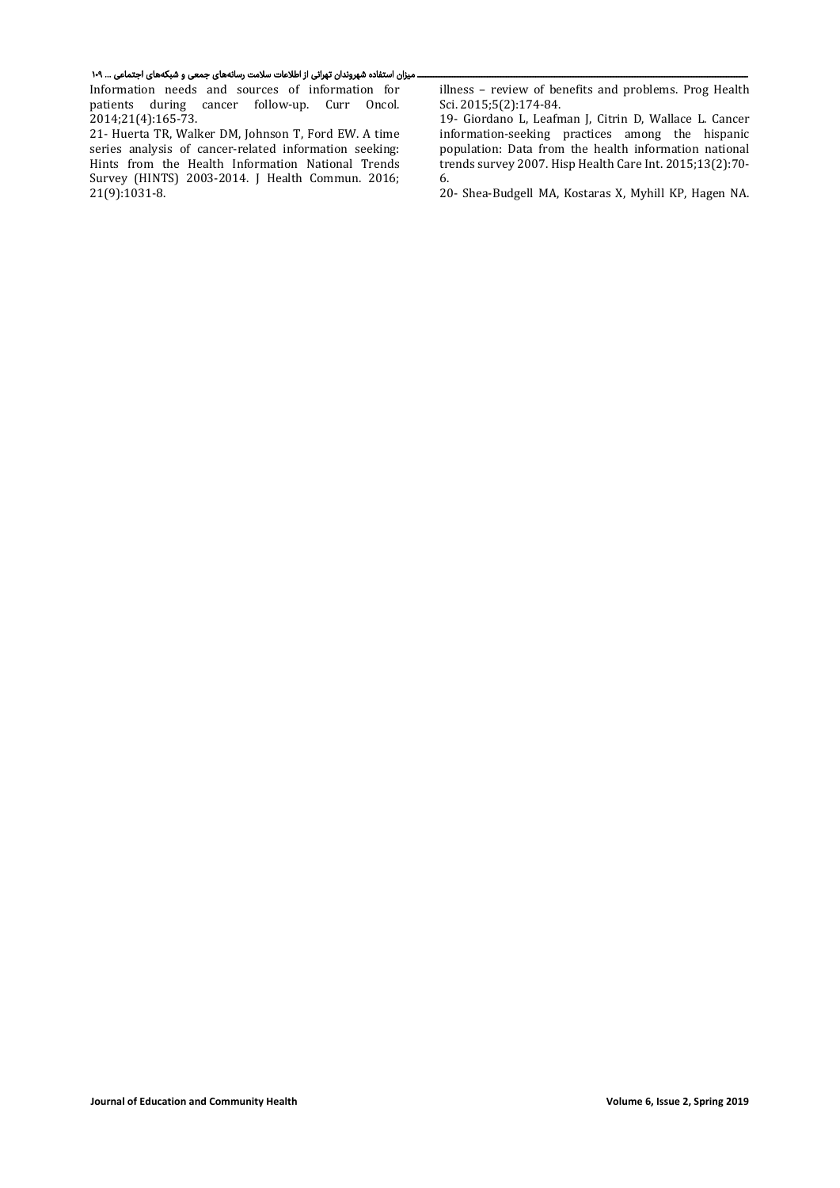Information needs and sources of information for patients during cancer follow-up. Curr Oncol. 2014;21(4):165-73.

21- Huerta TR, Walker DM, Johnson T, Ford EW. A time series analysis of cancer-related information seeking: Hints from the Health Information National Trends Survey (HINTS) 2003-2014. J Health Commun. 2016; 21(9):1031-8.

illness – review of benefits and problems. Prog Health Sci. 2015;5(2):174-84.

19- Giordano L, Leafman J, Citrin D, Wallace L. Cancer information-seeking practices among the hispanic population: Data from the health information national trends survey 2007. Hisp Health Care Int. 2015;13(2):70-6.

20- Shea-Budgell MA, Kostaras X, Myhill KP, Hagen NA.